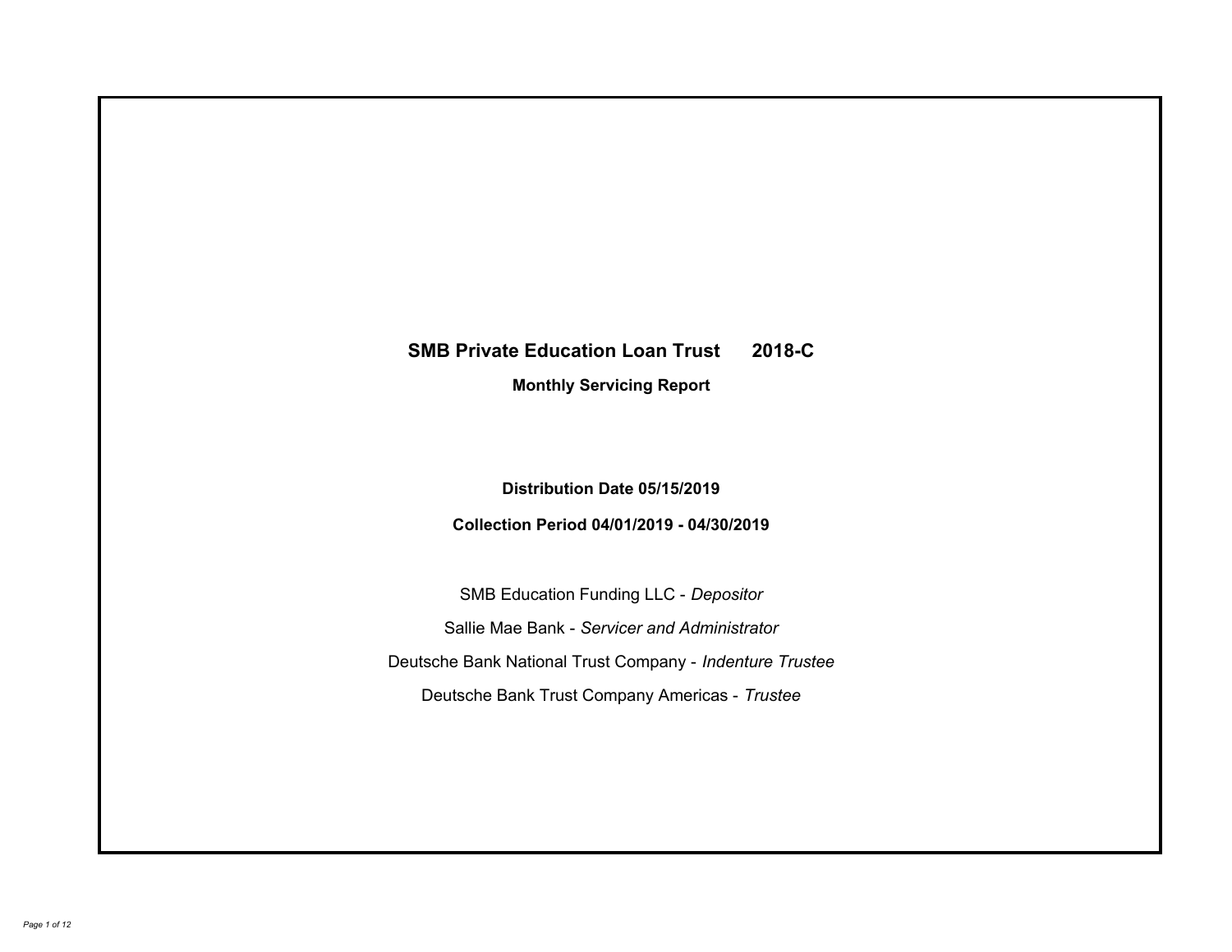# SMB Private Education Loan Trust 2018-C

**Monthly Servicing Report**

**Distribution Date 05/15/2019**

**Collection Period 04/01/2019 - 04/30/2019**

SMB Education Funding LLC - *Depositor*

Sallie Mae Bank - *Servicer and Administrator*

Deutsche Bank National Trust Company - *Indenture Trustee*

Deutsche Bank Trust Company Americas - *Trustee*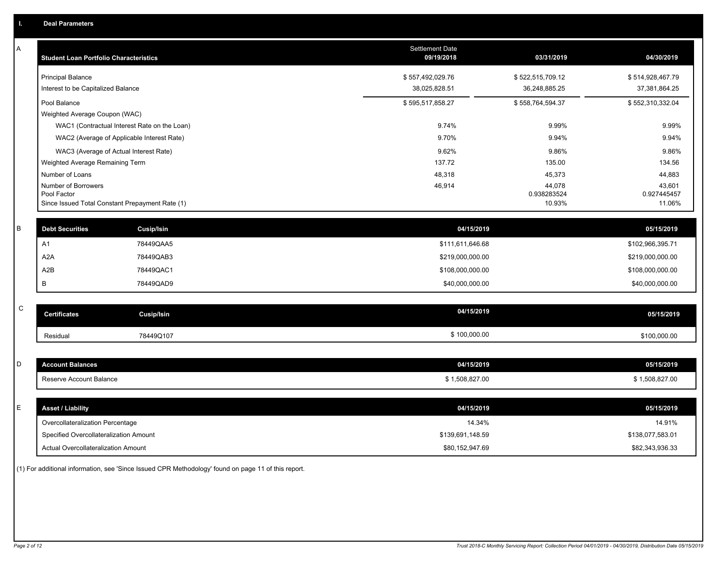## I. Deal Parameters

### A

| Student Loan Portfolio Characteristics | Settlement Date 09/19/2018 | 03/31/2019 | 04/30/2019 |
|---|---|---|---|
| Principal Balance | $ 557,492,029.76 | $ 522,515,709.12 | $ 514,928,467.79 |
| Interest to be Capitalized Balance | 38,025,828.51 | 36,248,885.25 | 37,381,864.25 |
| Pool Balance | $ 595,517,858.27 | $ 558,764,594.37 | $ 552,310,332.04 |
| Weighted Average Coupon (WAC) | | | |
| WAC1 (Contractual Interest Rate on the Loan) | 9.74% | 9.99% | 9.99% |
| WAC2 (Average of Applicable Interest Rate) | 9.70% | 9.94% | 9.94% |
| WAC3 (Average of Actual Interest Rate) | 9.62% | 9.86% | 9.86% |
| Weighted Average Remaining Term | 137.72 | 135.00 | 134.56 |
| Number of Loans | 48,318 | 45,373 | 44,883 |
| Number of Borrowers | 46,914 | 44,078 | 43,601 |
| Pool Factor | | 0.938283524 | 0.927445457 |
| Since Issued Total Constant Prepayment Rate (1) | | 10.93% | 11.06% |

### B

| Debt Securities | Cusip/Isin | 04/15/2019 | 05/15/2019 |
|---|---|---|---|
| A1 | 78449QAA5 | $111,611,646.68 | $102,966,395.71 |
| A2A | 78449QAB3 | $219,000,000.00 | $219,000,000.00 |
| A2B | 78449QAC1 | $108,000,000.00 | $108,000,000.00 |
| B | 78449QAD9 | $40,000,000.00 | $40,000,000.00 |

### C

| Certificates | Cusip/Isin | 04/15/2019 | 05/15/2019 |
|---|---|---|---|
| Residual | 78449Q107 | $ 100,000.00 | $100,000.00 |

### D

| Account Balances | 04/15/2019 | 05/15/2019 |
|---|---|---|
| Reserve Account Balance | $ 1,508,827.00 | $ 1,508,827.00 |

### E

| Asset / Liability | 04/15/2019 | 05/15/2019 |
|---|---|---|
| Overcollateralization Percentage | 14.34% | 14.91% |
| Specified Overcollateralization Amount | $139,691,148.59 | $138,077,583.01 |
| Actual Overcollateralization Amount | $80,152,947.69 | $82,343,936.33 |

(1) For additional information, see 'Since Issued CPR Methodology' found on page 11 of this report.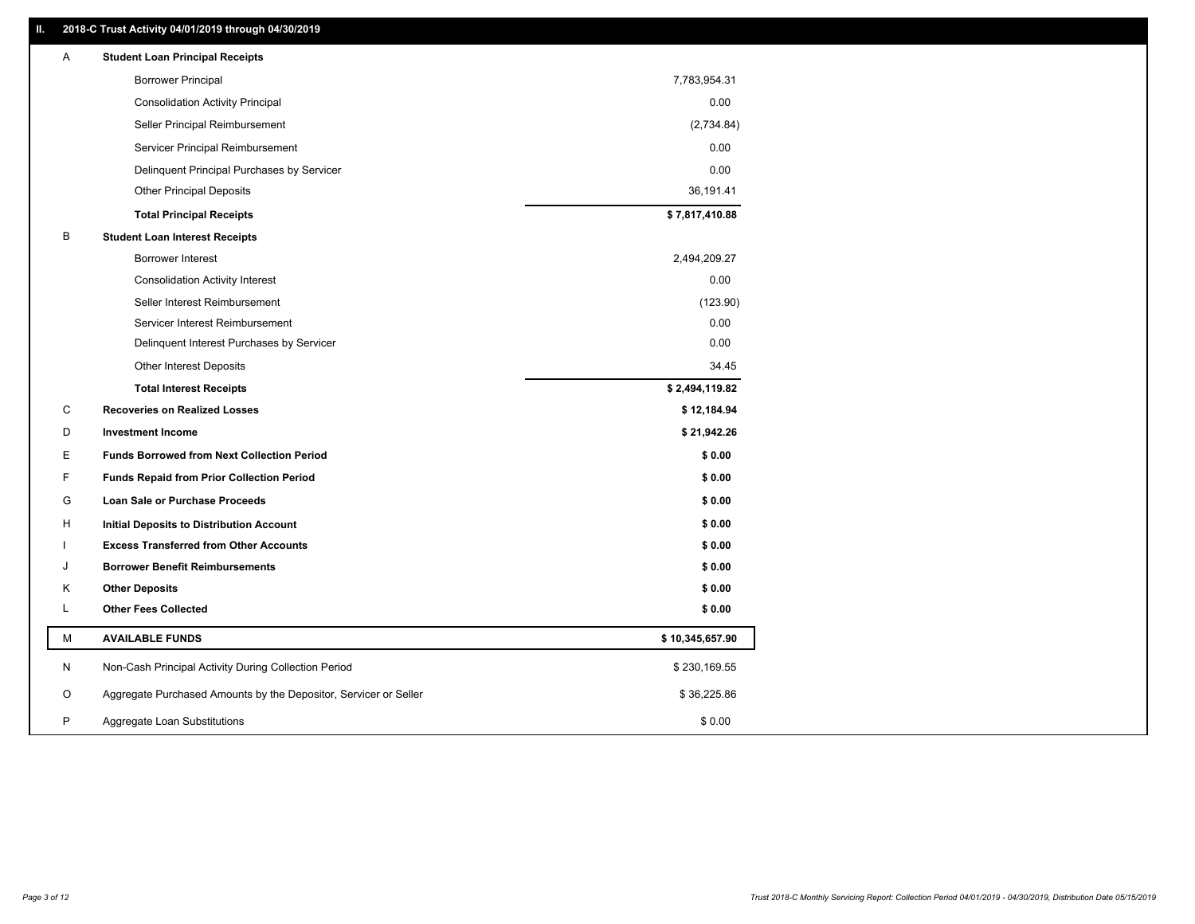## II. 2018-C Trust Activity 04/01/2019 through 04/30/2019

| | | |
|---|---|---|
| A | **Student Loan Principal Receipts** | |
| | Borrower Principal | 7,783,954.31 |
| | Consolidation Activity Principal | 0.00 |
| | Seller Principal Reimbursement | (2,734.84) |
| | Servicer Principal Reimbursement | 0.00 |
| | Delinquent Principal Purchases by Servicer | 0.00 |
| | Other Principal Deposits | 36,191.41 |
| | **Total Principal Receipts** | **$ 7,817,410.88** |
| B | **Student Loan Interest Receipts** | |
| | Borrower Interest | 2,494,209.27 |
| | Consolidation Activity Interest | 0.00 |
| | Seller Interest Reimbursement | (123.90) |
| | Servicer Interest Reimbursement | 0.00 |
| | Delinquent Interest Purchases by Servicer | 0.00 |
| | Other Interest Deposits | 34.45 |
| | **Total Interest Receipts** | **$ 2,494,119.82** |
| C | **Recoveries on Realized Losses** | **$ 12,184.94** |
| D | **Investment Income** | **$ 21,942.26** |
| E | **Funds Borrowed from Next Collection Period** | **$ 0.00** |
| F | **Funds Repaid from Prior Collection Period** | **$ 0.00** |
| G | **Loan Sale or Purchase Proceeds** | **$ 0.00** |
| H | **Initial Deposits to Distribution Account** | **$ 0.00** |
| I | **Excess Transferred from Other Accounts** | **$ 0.00** |
| J | **Borrower Benefit Reimbursements** | **$ 0.00** |
| K | **Other Deposits** | **$ 0.00** |
| L | **Other Fees Collected** | **$ 0.00** |
| M | **AVAILABLE FUNDS** | **$ 10,345,657.90** |
| N | Non-Cash Principal Activity During Collection Period | $ 230,169.55 |
| O | Aggregate Purchased Amounts by the Depositor, Servicer or Seller | $ 36,225.86 |
| P | Aggregate Loan Substitutions | $ 0.00 |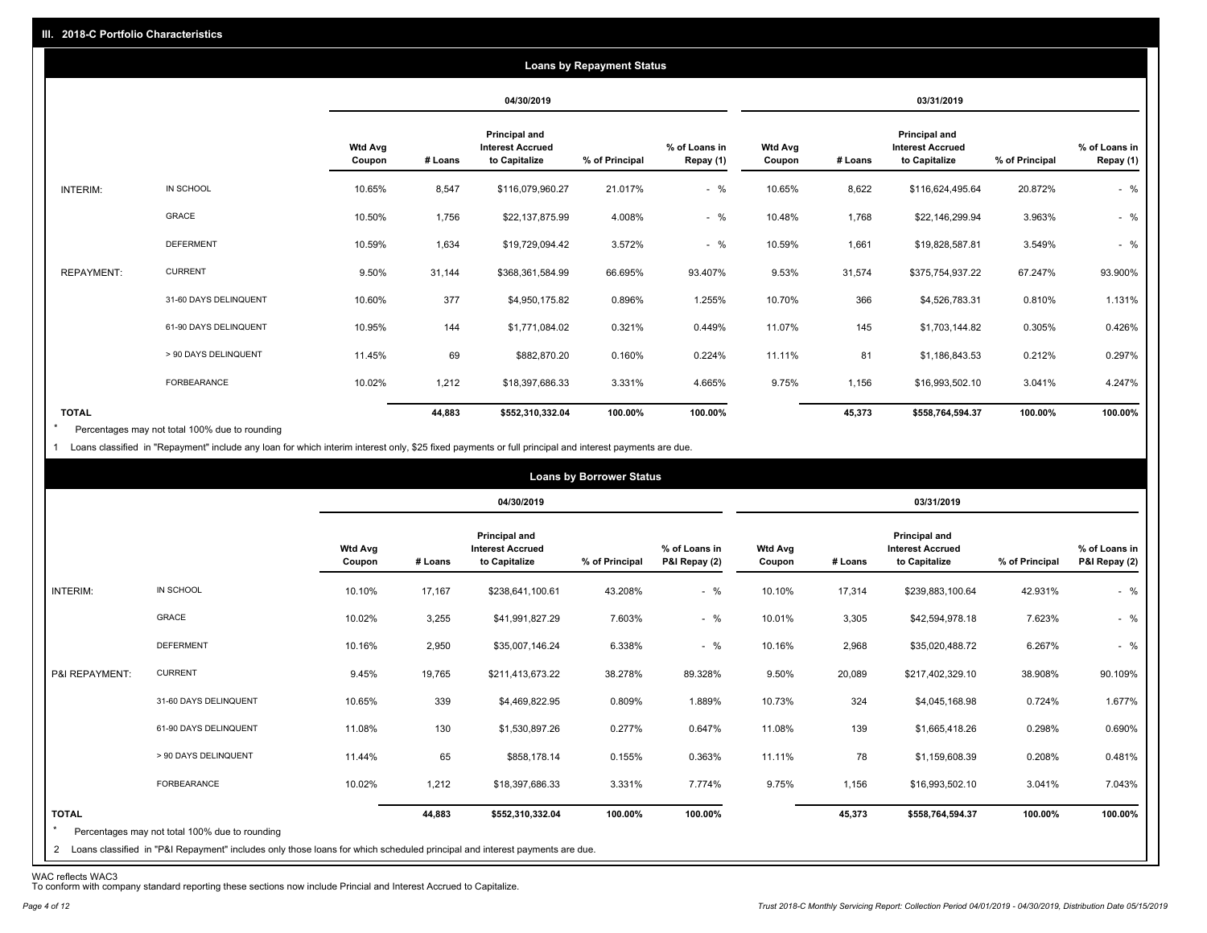## III. 2018-C Portfolio Characteristics

### Loans by Repayment Status

| | | 04/30/2019 | | | | | 03/31/2019 | | | | |
|---|---|---|---|---|---|---|---|---|---|---|---|
| | | Wtd Avg Coupon | # Loans | Principal and Interest Accrued to Capitalize | % of Principal | % of Loans in Repay (1) | Wtd Avg Coupon | # Loans | Principal and Interest Accrued to Capitalize | % of Principal | % of Loans in Repay (1) |
| INTERIM: | IN SCHOOL | 10.65% | 8,547 | $116,079,960.27 | 21.017% | - % | 10.65% | 8,622 | $116,624,495.64 | 20.872% | - % |
| | GRACE | 10.50% | 1,756 | $22,137,875.99 | 4.008% | - % | 10.48% | 1,768 | $22,146,299.94 | 3.963% | - % |
| | DEFERMENT | 10.59% | 1,634 | $19,729,094.42 | 3.572% | - % | 10.59% | 1,661 | $19,828,587.81 | 3.549% | - % |
| REPAYMENT: | CURRENT | 9.50% | 31,144 | $368,361,584.99 | 66.695% | 93.407% | 9.53% | 31,574 | $375,754,937.22 | 67.247% | 93.900% |
| | 31-60 DAYS DELINQUENT | 10.60% | 377 | $4,950,175.82 | 0.896% | 1.255% | 10.70% | 366 | $4,526,783.31 | 0.810% | 1.131% |
| | 61-90 DAYS DELINQUENT | 10.95% | 144 | $1,771,084.02 | 0.321% | 0.449% | 11.07% | 145 | $1,703,144.82 | 0.305% | 0.426% |
| | > 90 DAYS DELINQUENT | 11.45% | 69 | $882,870.20 | 0.160% | 0.224% | 11.11% | 81 | $1,186,843.53 | 0.212% | 0.297% |
| | FORBEARANCE | 10.02% | 1,212 | $18,397,686.33 | 3.331% | 4.665% | 9.75% | 1,156 | $16,993,502.10 | 3.041% | 4.247% |
| **TOTAL** | | | **44,883** | **$552,310,332.04** | **100.00%** | **100.00%** | | **45,373** | **$558,764,594.37** | **100.00%** | **100.00%** |

\* Percentages may not total 100% due to rounding

1 Loans classified in "Repayment" include any loan for which interim interest only, $25 fixed payments or full principal and interest payments are due.

### Loans by Borrower Status

| | | 04/30/2019 | | | | | 03/31/2019 | | | | |
|---|---|---|---|---|---|---|---|---|---|---|---|
| | | Wtd Avg Coupon | # Loans | Principal and Interest Accrued to Capitalize | % of Principal | % of Loans in P&I Repay (2) | Wtd Avg Coupon | # Loans | Principal and Interest Accrued to Capitalize | % of Principal | % of Loans in P&I Repay (2) |
| INTERIM: | IN SCHOOL | 10.10% | 17,167 | $238,641,100.61 | 43.208% | - % | 10.10% | 17,314 | $239,883,100.64 | 42.931% | - % |
| | GRACE | 10.02% | 3,255 | $41,991,827.29 | 7.603% | - % | 10.01% | 3,305 | $42,594,978.18 | 7.623% | - % |
| | DEFERMENT | 10.16% | 2,950 | $35,007,146.24 | 6.338% | - % | 10.16% | 2,968 | $35,020,488.72 | 6.267% | - % |
| P&I REPAYMENT: | CURRENT | 9.45% | 19,765 | $211,413,673.22 | 38.278% | 89.328% | 9.50% | 20,089 | $217,402,329.10 | 38.908% | 90.109% |
| | 31-60 DAYS DELINQUENT | 10.65% | 339 | $4,469,822.95 | 0.809% | 1.889% | 10.73% | 324 | $4,045,168.98 | 0.724% | 1.677% |
| | 61-90 DAYS DELINQUENT | 11.08% | 130 | $1,530,897.26 | 0.277% | 0.647% | 11.08% | 139 | $1,665,418.26 | 0.298% | 0.690% |
| | > 90 DAYS DELINQUENT | 11.44% | 65 | $858,178.14 | 0.155% | 0.363% | 11.11% | 78 | $1,159,608.39 | 0.208% | 0.481% |
| | FORBEARANCE | 10.02% | 1,212 | $18,397,686.33 | 3.331% | 7.774% | 9.75% | 1,156 | $16,993,502.10 | 3.041% | 7.043% |
| **TOTAL** | | | **44,883** | **$552,310,332.04** | **100.00%** | **100.00%** | | **45,373** | **$558,764,594.37** | **100.00%** | **100.00%** |

\* Percentages may not total 100% due to rounding

2 Loans classified in "P&I Repayment" includes only those loans for which scheduled principal and interest payments are due.

WAC reflects WAC3
To conform with company standard reporting these sections now include Princial and Interest Accrued to Capitalize.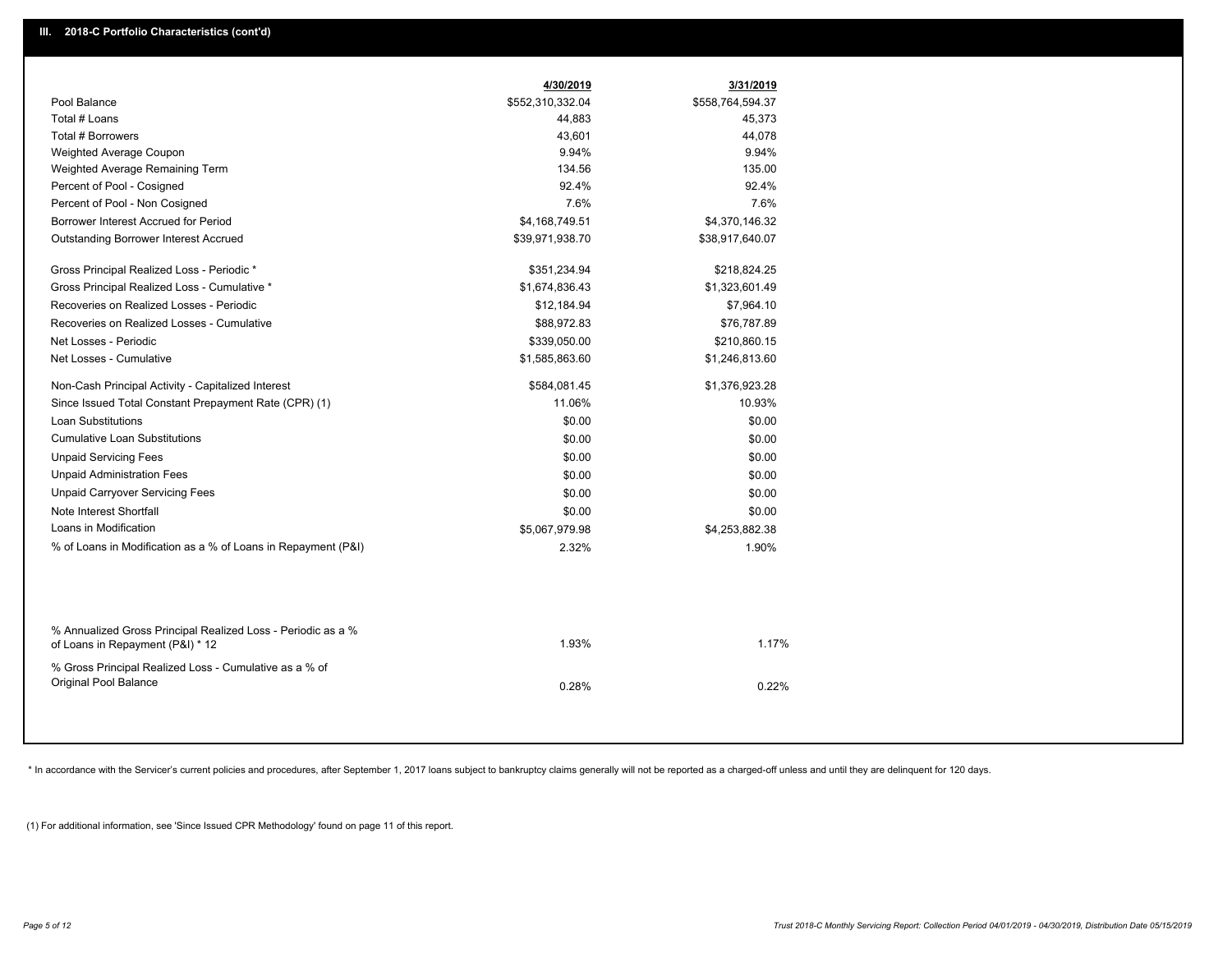## III. 2018-C Portfolio Characteristics (cont'd)

| | 4/30/2019 | 3/31/2019 |
|---|---|---|
| Pool Balance | $552,310,332.04 | $558,764,594.37 |
| Total # Loans | 44,883 | 45,373 |
| Total # Borrowers | 43,601 | 44,078 |
| Weighted Average Coupon | 9.94% | 9.94% |
| Weighted Average Remaining Term | 134.56 | 135.00 |
| Percent of Pool - Cosigned | 92.4% | 92.4% |
| Percent of Pool - Non Cosigned | 7.6% | 7.6% |
| Borrower Interest Accrued for Period | $4,168,749.51 | $4,370,146.32 |
| Outstanding Borrower Interest Accrued | $39,971,938.70 | $38,917,640.07 |
| Gross Principal Realized Loss - Periodic * | $351,234.94 | $218,824.25 |
| Gross Principal Realized Loss - Cumulative * | $1,674,836.43 | $1,323,601.49 |
| Recoveries on Realized Losses - Periodic | $12,184.94 | $7,964.10 |
| Recoveries on Realized Losses - Cumulative | $88,972.83 | $76,787.89 |
| Net Losses - Periodic | $339,050.00 | $210,860.15 |
| Net Losses - Cumulative | $1,585,863.60 | $1,246,813.60 |
| Non-Cash Principal Activity - Capitalized Interest | $584,081.45 | $1,376,923.28 |
| Since Issued Total Constant Prepayment Rate (CPR) (1) | 11.06% | 10.93% |
| Loan Substitutions | $0.00 | $0.00 |
| Cumulative Loan Substitutions | $0.00 | $0.00 |
| Unpaid Servicing Fees | $0.00 | $0.00 |
| Unpaid Administration Fees | $0.00 | $0.00 |
| Unpaid Carryover Servicing Fees | $0.00 | $0.00 |
| Note Interest Shortfall | $0.00 | $0.00 |
| Loans in Modification | $5,067,979.98 | $4,253,882.38 |
| % of Loans in Modification as a % of Loans in Repayment (P&I) | 2.32% | 1.90% |
| % Annualized Gross Principal Realized Loss - Periodic as a % of Loans in Repayment (P&I) * 12 | 1.93% | 1.17% |
| % Gross Principal Realized Loss - Cumulative as a % of Original Pool Balance | 0.28% | 0.22% |

* In accordance with the Servicer's current policies and procedures, after September 1, 2017 loans subject to bankruptcy claims generally will not be reported as a charged-off unless and until they are delinquent for 120 days.

(1) For additional information, see 'Since Issued CPR Methodology' found on page 11 of this report.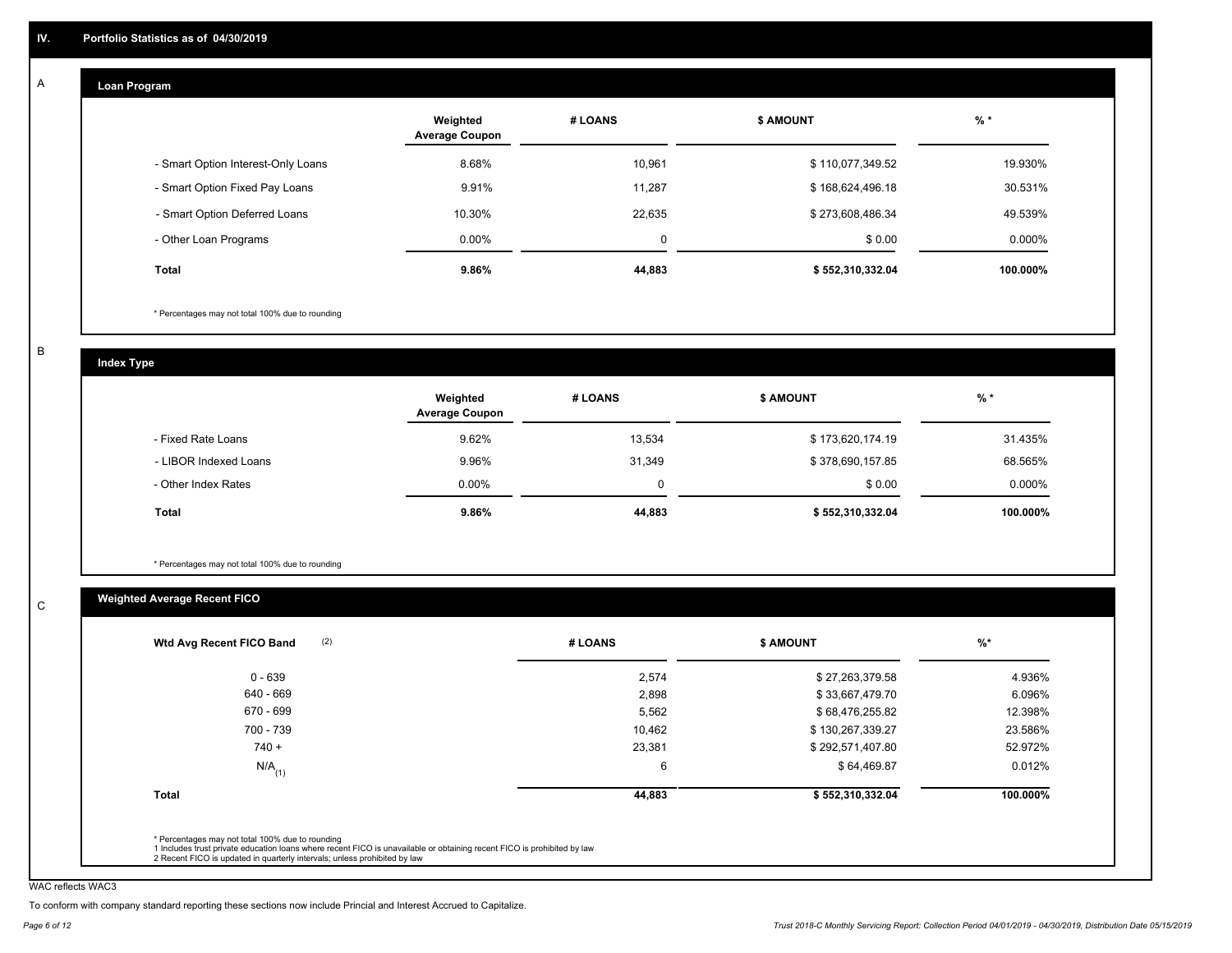## IV. Portfolio Statistics as of 04/30/2019

### A Loan Program

| | Weighted Average Coupon | # LOANS | $ AMOUNT | % * |
|---|---|---|---|---|
| - Smart Option Interest-Only Loans | 8.68% | 10,961 | $ 110,077,349.52 | 19.930% |
| - Smart Option Fixed Pay Loans | 9.91% | 11,287 | $ 168,624,496.18 | 30.531% |
| - Smart Option Deferred Loans | 10.30% | 22,635 | $ 273,608,486.34 | 49.539% |
| - Other Loan Programs | 0.00% | 0 | $ 0.00 | 0.000% |
| **Total** | **9.86%** | **44,883** | **$ 552,310,332.04** | **100.000%** |

* Percentages may not total 100% due to rounding

### B Index Type

| | Weighted Average Coupon | # LOANS | $ AMOUNT | % * |
|---|---|---|---|---|
| - Fixed Rate Loans | 9.62% | 13,534 | $ 173,620,174.19 | 31.435% |
| - LIBOR Indexed Loans | 9.96% | 31,349 | $ 378,690,157.85 | 68.565% |
| - Other Index Rates | 0.00% | 0 | $ 0.00 | 0.000% |
| **Total** | **9.86%** | **44,883** | **$ 552,310,332.04** | **100.000%** |

* Percentages may not total 100% due to rounding

### C Weighted Average Recent FICO

| Wtd Avg Recent FICO Band (2) | # LOANS | $ AMOUNT | %* |
|---|---|---|---|
| 0 - 639 | 2,574 | $ 27,263,379.58 | 4.936% |
| 640 - 669 | 2,898 | $ 33,667,479.70 | 6.096% |
| 670 - 699 | 5,562 | $ 68,476,255.82 | 12.398% |
| 700 - 739 | 10,462 | $ 130,267,339.27 | 23.586% |
| 740 + | 23,381 | $ 292,571,407.80 | 52.972% |
| N/A (1) | 6 | $ 64,469.87 | 0.012% |
| **Total** | **44,883** | **$ 552,310,332.04** | **100.000%** |

* Percentages may not total 100% due to rounding
1 Includes trust private education loans where recent FICO is unavailable or obtaining recent FICO is prohibited by law
2 Recent FICO is updated in quarterly intervals; unless prohibited by law

WAC reflects WAC3

To conform with company standard reporting these sections now include Princial and Interest Accrued to Capitalize.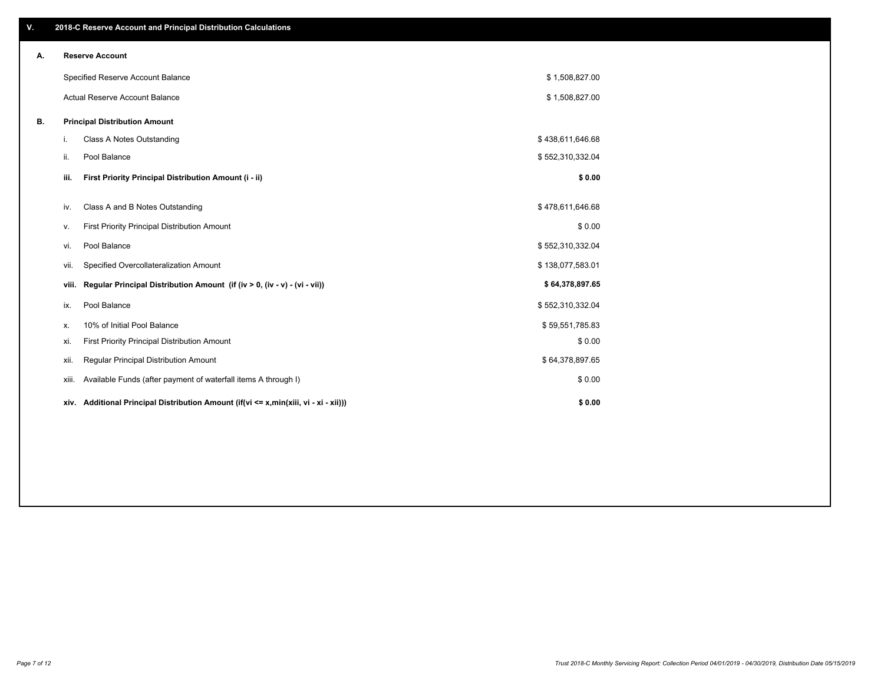## V. 2018-C Reserve Account and Principal Distribution Calculations

### A. Reserve Account

| | |
|---|---|
| Specified Reserve Account Balance | $ 1,508,827.00 |
| Actual Reserve Account Balance | $ 1,508,827.00 |

### B. Principal Distribution Amount

| | | |
|---|---|---|
| i. | Class A Notes Outstanding | $ 438,611,646.68 |
| ii. | Pool Balance | $ 552,310,332.04 |
| **iii.** | **First Priority Principal Distribution Amount (i - ii)** | **$ 0.00** |
| iv. | Class A and B Notes Outstanding | $ 478,611,646.68 |
| v. | First Priority Principal Distribution Amount | $ 0.00 |
| vi. | Pool Balance | $ 552,310,332.04 |
| vii. | Specified Overcollateralization Amount | $ 138,077,583.01 |
| **viii.** | **Regular Principal Distribution Amount (if (iv > 0, (iv - v) - (vi - vii))** | **$ 64,378,897.65** |
| ix. | Pool Balance | $ 552,310,332.04 |
| x. | 10% of Initial Pool Balance | $ 59,551,785.83 |
| xi. | First Priority Principal Distribution Amount | $ 0.00 |
| xii. | Regular Principal Distribution Amount | $ 64,378,897.65 |
| xiii. | Available Funds (after payment of waterfall items A through I) | $ 0.00 |
| **xiv.** | **Additional Principal Distribution Amount (if(vi <= x,min(xiii, vi - xi - xii)))** | **$ 0.00** |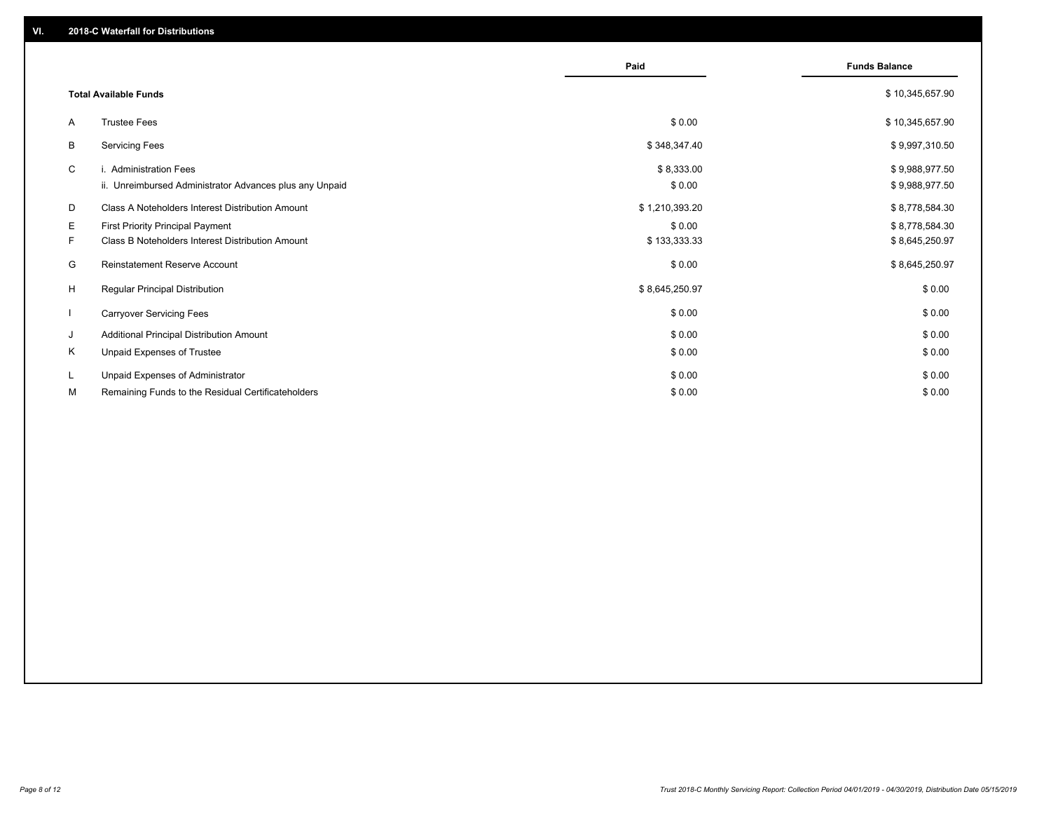## VI. 2018-C Waterfall for Distributions

| | | Paid | Funds Balance |
|---|---|---|---|
| | **Total Available Funds** | | $ 10,345,657.90 |
| A | Trustee Fees | $ 0.00 | $ 10,345,657.90 |
| B | Servicing Fees | $ 348,347.40 | $ 9,997,310.50 |
| C | i. Administration Fees | $ 8,333.00 | $ 9,988,977.50 |
| | ii. Unreimbursed Administrator Advances plus any Unpaid | $ 0.00 | $ 9,988,977.50 |
| D | Class A Noteholders Interest Distribution Amount | $ 1,210,393.20 | $ 8,778,584.30 |
| E | First Priority Principal Payment | $ 0.00 | $ 8,778,584.30 |
| F | Class B Noteholders Interest Distribution Amount | $ 133,333.33 | $ 8,645,250.97 |
| G | Reinstatement Reserve Account | $ 0.00 | $ 8,645,250.97 |
| H | Regular Principal Distribution | $ 8,645,250.97 | $ 0.00 |
| I | Carryover Servicing Fees | $ 0.00 | $ 0.00 |
| J | Additional Principal Distribution Amount | $ 0.00 | $ 0.00 |
| K | Unpaid Expenses of Trustee | $ 0.00 | $ 0.00 |
| L | Unpaid Expenses of Administrator | $ 0.00 | $ 0.00 |
| M | Remaining Funds to the Residual Certificateholders | $ 0.00 | $ 0.00 |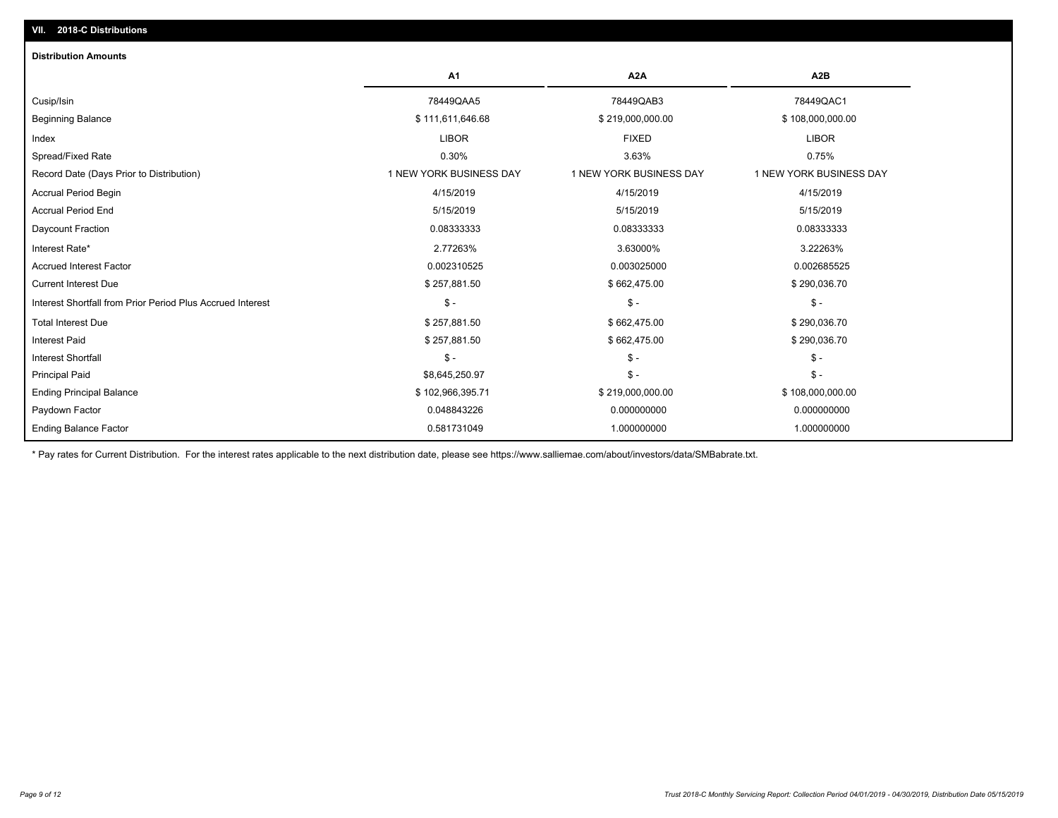## VII. 2018-C Distributions

### Distribution Amounts

| | A1 | A2A | A2B |
|---|---|---|---|
| Cusip/Isin | 78449QAA5 | 78449QAB3 | 78449QAC1 |
| Beginning Balance | $ 111,611,646.68 | $ 219,000,000.00 | $ 108,000,000.00 |
| Index | LIBOR | FIXED | LIBOR |
| Spread/Fixed Rate | 0.30% | 3.63% | 0.75% |
| Record Date (Days Prior to Distribution) | 1 NEW YORK BUSINESS DAY | 1 NEW YORK BUSINESS DAY | 1 NEW YORK BUSINESS DAY |
| Accrual Period Begin | 4/15/2019 | 4/15/2019 | 4/15/2019 |
| Accrual Period End | 5/15/2019 | 5/15/2019 | 5/15/2019 |
| Daycount Fraction | 0.08333333 | 0.08333333 | 0.08333333 |
| Interest Rate* | 2.77263% | 3.63000% | 3.22263% |
| Accrued Interest Factor | 0.002310525 | 0.003025000 | 0.002685525 |
| Current Interest Due | $ 257,881.50 | $ 662,475.00 | $ 290,036.70 |
| Interest Shortfall from Prior Period Plus Accrued Interest | $ - | $ - | $ - |
| Total Interest Due | $ 257,881.50 | $ 662,475.00 | $ 290,036.70 |
| Interest Paid | $ 257,881.50 | $ 662,475.00 | $ 290,036.70 |
| Interest Shortfall | $ - | $ - | $ - |
| Principal Paid | $8,645,250.97 | $ - | $ - |
| Ending Principal Balance | $ 102,966,395.71 | $ 219,000,000.00 | $ 108,000,000.00 |
| Paydown Factor | 0.048843226 | 0.000000000 | 0.000000000 |
| Ending Balance Factor | 0.581731049 | 1.000000000 | 1.000000000 |

* Pay rates for Current Distribution. For the interest rates applicable to the next distribution date, please see https://www.salliemae.com/about/investors/data/SMBabrate.txt.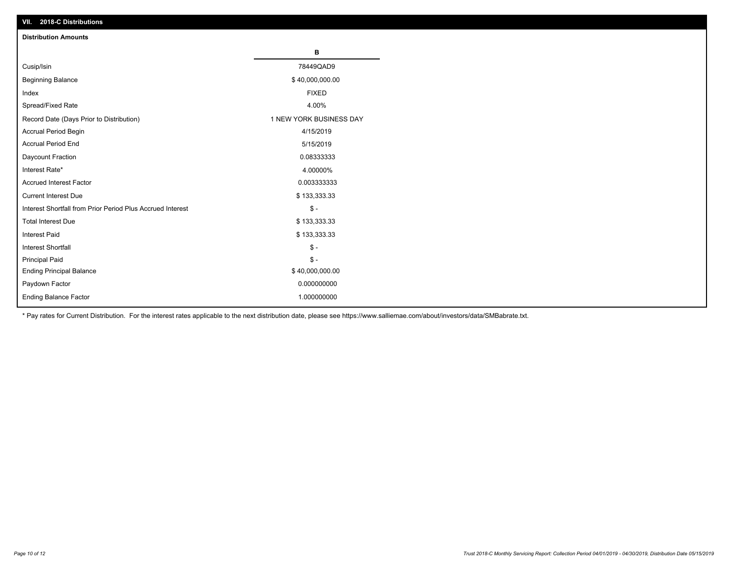## VII. 2018-C Distributions

### Distribution Amounts

| | B |
|---|---|
| Cusip/Isin | 78449QAD9 |
| Beginning Balance | $ 40,000,000.00 |
| Index | FIXED |
| Spread/Fixed Rate | 4.00% |
| Record Date (Days Prior to Distribution) | 1 NEW YORK BUSINESS DAY |
| Accrual Period Begin | 4/15/2019 |
| Accrual Period End | 5/15/2019 |
| Daycount Fraction | 0.08333333 |
| Interest Rate* | 4.00000% |
| Accrued Interest Factor | 0.003333333 |
| Current Interest Due | $ 133,333.33 |
| Interest Shortfall from Prior Period Plus Accrued Interest | $ - |
| Total Interest Due | $ 133,333.33 |
| Interest Paid | $ 133,333.33 |
| Interest Shortfall | $ - |
| Principal Paid | $ - |
| Ending Principal Balance | $ 40,000,000.00 |
| Paydown Factor | 0.000000000 |
| Ending Balance Factor | 1.000000000 |

* Pay rates for Current Distribution. For the interest rates applicable to the next distribution date, please see https://www.salliemae.com/about/investors/data/SMBabrate.txt.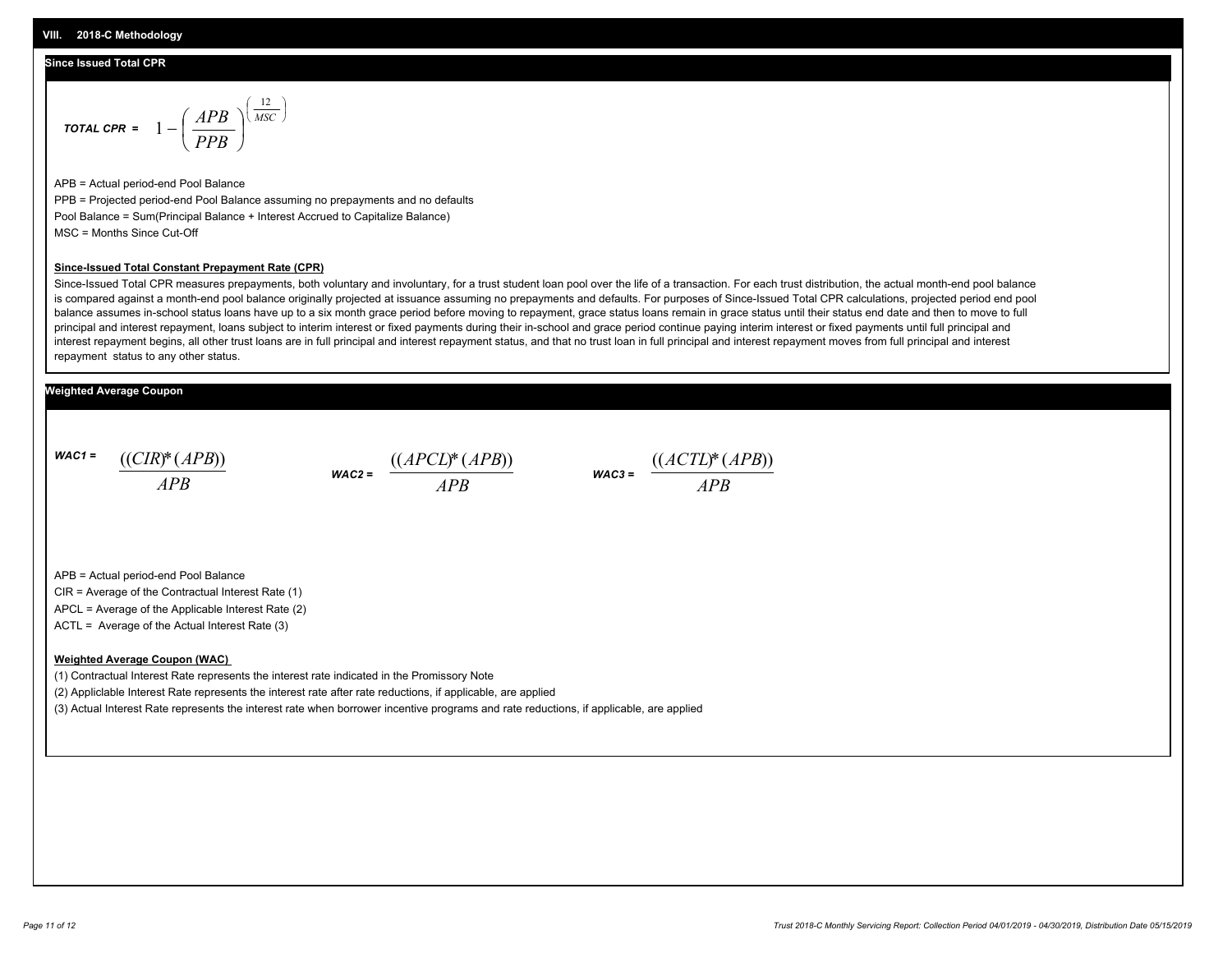## VIII. 2018-C Methodology

### Since Issued Total CPR

$$\textit{TOTAL CPR} = 1 - \left(\frac{APB}{PPB}\right)^{\left(\frac{12}{MSC}\right)}$$

APB = Actual period-end Pool Balance

PPB = Projected period-end Pool Balance assuming no prepayments and no defaults

Pool Balance = Sum(Principal Balance + Interest Accrued to Capitalize Balance)

MSC = Months Since Cut-Off

**Since-Issued Total Constant Prepayment Rate (CPR)**

Since-Issued Total CPR measures prepayments, both voluntary and involuntary, for a trust student loan pool over the life of a transaction. For each trust distribution, the actual month-end pool balance is compared against a month-end pool balance originally projected at issuance assuming no prepayments and defaults. For purposes of Since-Issued Total CPR calculations, projected period end pool balance assumes in-school status loans have up to a six month grace period before moving to repayment, grace status loans remain in grace status until their status end date and then to move to full principal and interest repayment, loans subject to interim interest or fixed payments during their in-school and grace period continue paying interim interest or fixed payments until full principal and interest repayment begins, all other trust loans are in full principal and interest repayment status, and that no trust loan in full principal and interest repayment moves from full principal and interest repayment status to any other status.

### Weighted Average Coupon

$$\textit{WAC1} = \frac{((CIR)*(APB))}{APB} \qquad \textit{WAC2} = \frac{((APCL)*(APB))}{APB} \qquad \textit{WAC3} = \frac{((ACTL)*(APB))}{APB}$$

APB = Actual period-end Pool Balance

CIR = Average of the Contractual Interest Rate (1)

APCL = Average of the Applicable Interest Rate (2)

ACTL = Average of the Actual Interest Rate (3)

**Weighted Average Coupon (WAC)**

(1) Contractual Interest Rate represents the interest rate indicated in the Promissory Note

(2) Appliclable Interest Rate represents the interest rate after rate reductions, if applicable, are applied

(3) Actual Interest Rate represents the interest rate when borrower incentive programs and rate reductions, if applicable, are applied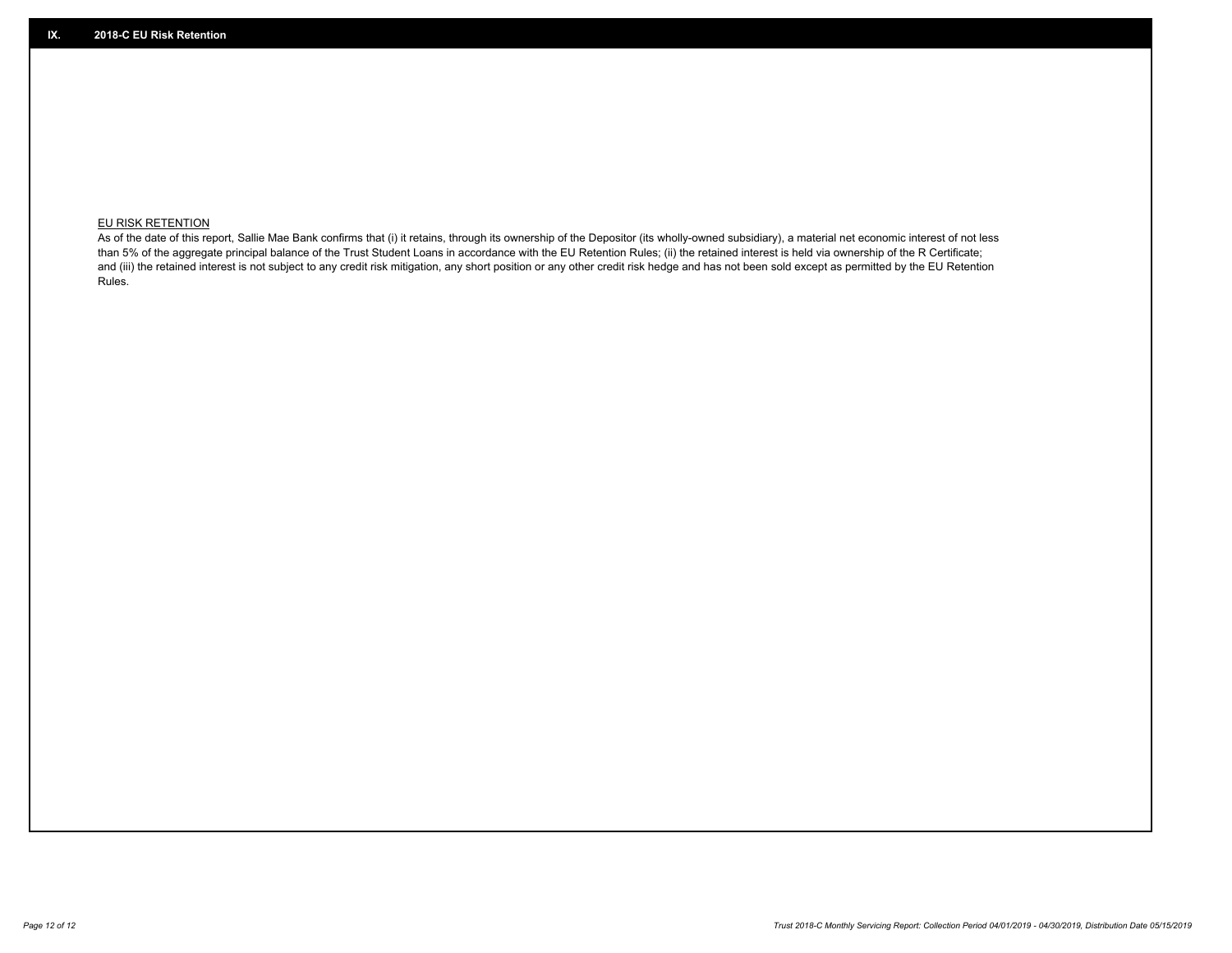## IX. 2018-C EU Risk Retention

EU RISK RETENTION

As of the date of this report, Sallie Mae Bank confirms that (i) it retains, through its ownership of the Depositor (its wholly-owned subsidiary), a material net economic interest of not less than 5% of the aggregate principal balance of the Trust Student Loans in accordance with the EU Retention Rules; (ii) the retained interest is held via ownership of the R Certificate; and (iii) the retained interest is not subject to any credit risk mitigation, any short position or any other credit risk hedge and has not been sold except as permitted by the EU Retention Rules.